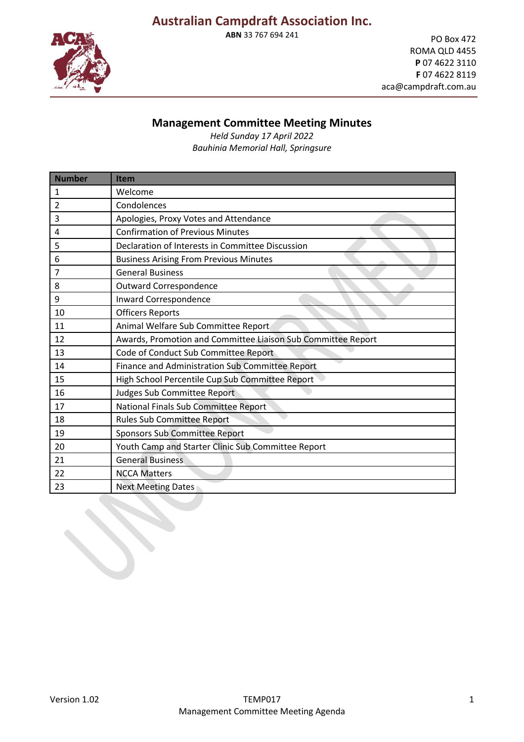# Australian Campdraft Association Inc.

**ABN** 33 767 694 241

PO Box 472
ROMA QLD 4455
**P** 07 4622 3110
**F** 07 4622 8119
aca@campdraft.com.au

## Management Committee Meeting Minutes

*Held Sunday 17 April 2022*
*Bauhinia Memorial Hall, Springsure*

| Number | Item |
|---|---|
| 1 | Welcome |
| 2 | Condolences |
| 3 | Apologies, Proxy Votes and Attendance |
| 4 | Confirmation of Previous Minutes |
| 5 | Declaration of Interests in Committee Discussion |
| 6 | Business Arising From Previous Minutes |
| 7 | General Business |
| 8 | Outward Correspondence |
| 9 | Inward Correspondence |
| 10 | Officers Reports |
| 11 | Animal Welfare Sub Committee Report |
| 12 | Awards, Promotion and Committee Liaison Sub Committee Report |
| 13 | Code of Conduct Sub Committee Report |
| 14 | Finance and Administration Sub Committee Report |
| 15 | High School Percentile Cup Sub Committee Report |
| 16 | Judges Sub Committee Report |
| 17 | National Finals Sub Committee Report |
| 18 | Rules Sub Committee Report |
| 19 | Sponsors Sub Committee Report |
| 20 | Youth Camp and Starter Clinic Sub Committee Report |
| 21 | General Business |
| 22 | NCCA Matters |
| 23 | Next Meeting Dates |

UNCONFIRMED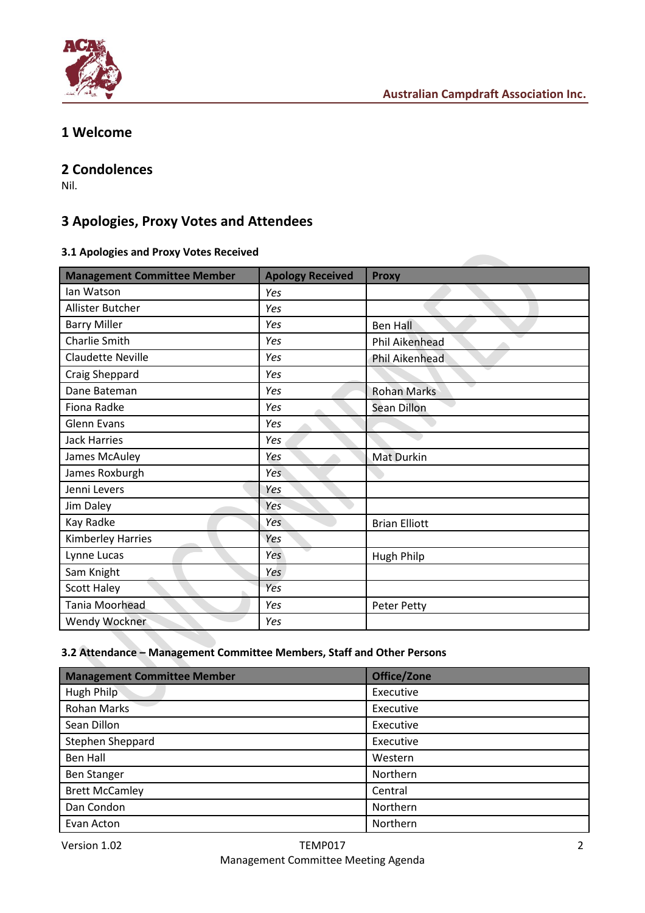# 1 Welcome

# 2 Condolences

Nil.

# 3 Apologies, Proxy Votes and Attendees

### 3.1 Apologies and Proxy Votes Received

| Management Committee Member | Apology Received | Proxy |
|---|---|---|
| Ian Watson | *Yes* | |
| Allister Butcher | *Yes* | |
| Barry Miller | *Yes* | Ben Hall |
| Charlie Smith | *Yes* | Phil Aikenhead |
| Claudette Neville | *Yes* | Phil Aikenhead |
| Craig Sheppard | *Yes* | |
| Dane Bateman | *Yes* | Rohan Marks |
| Fiona Radke | *Yes* | Sean Dillon |
| Glenn Evans | *Yes* | |
| Jack Harries | *Yes* | |
| James McAuley | *Yes* | Mat Durkin |
| James Roxburgh | *Yes* | |
| Jenni Levers | *Yes* | |
| Jim Daley | *Yes* | |
| Kay Radke | *Yes* | Brian Elliott |
| Kimberley Harries | *Yes* | |
| Lynne Lucas | *Yes* | Hugh Philp |
| Sam Knight | *Yes* | |
| Scott Haley | *Yes* | |
| Tania Moorhead | *Yes* | Peter Petty |
| Wendy Wockner | *Yes* | |

### 3.2 Attendance – Management Committee Members, Staff and Other Persons

| Management Committee Member | Office/Zone |
|---|---|
| Hugh Philp | Executive |
| Rohan Marks | Executive |
| Sean Dillon | Executive |
| Stephen Sheppard | Executive |
| Ben Hall | Western |
| Ben Stanger | Northern |
| Brett McCamley | Central |
| Dan Condon | Northern |
| Evan Acton | Northern |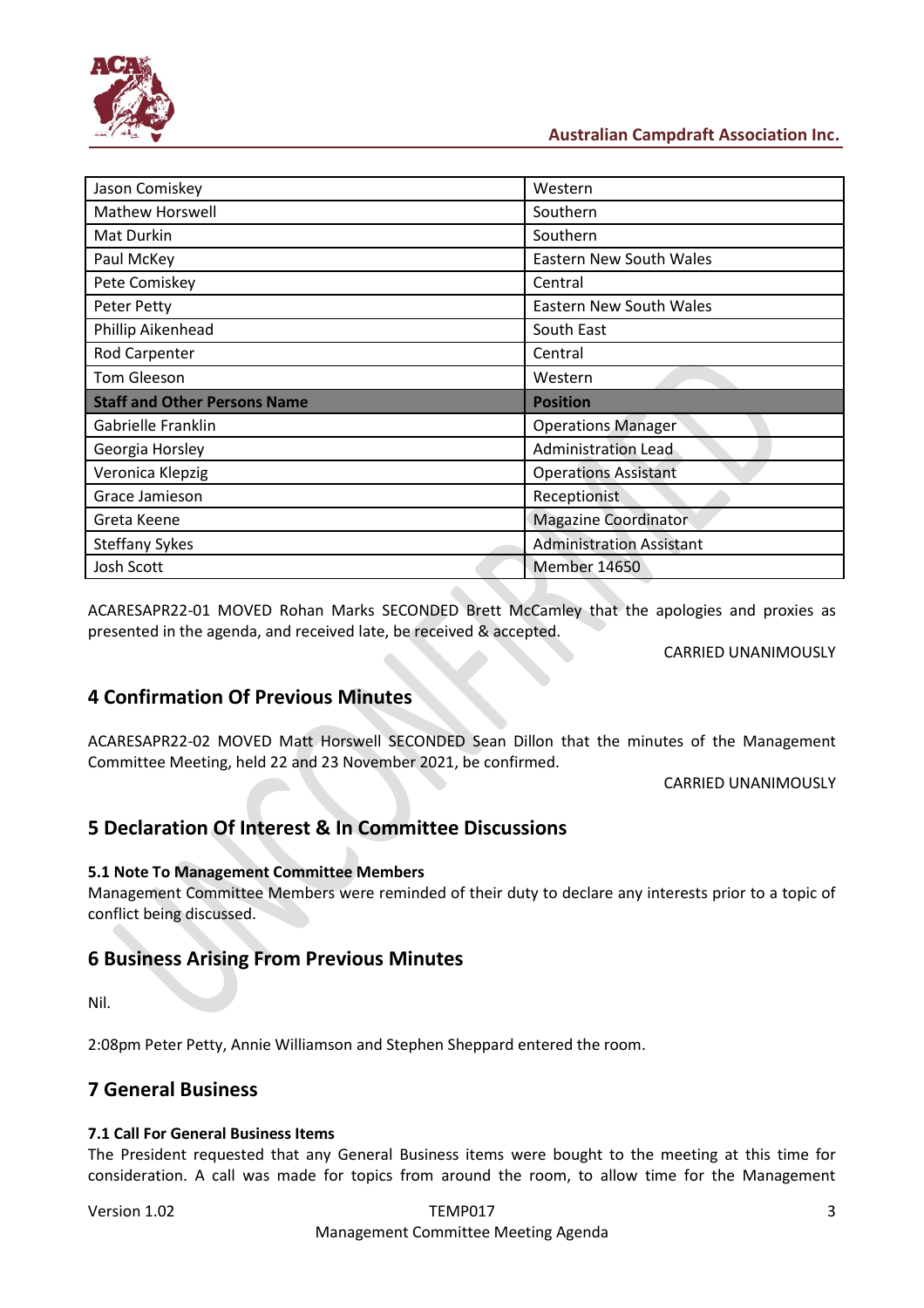| | |
|---|---|
| Jason Comiskey | Western |
| Mathew Horswell | Southern |
| Mat Durkin | Southern |
| Paul McKey | Eastern New South Wales |
| Pete Comiskey | Central |
| Peter Petty | Eastern New South Wales |
| Phillip Aikenhead | South East |
| Rod Carpenter | Central |
| Tom Gleeson | Western |
| **Staff and Other Persons Name** | **Position** |
| Gabrielle Franklin | Operations Manager |
| Georgia Horsley | Administration Lead |
| Veronica Klepzig | Operations Assistant |
| Grace Jamieson | Receptionist |
| Greta Keene | Magazine Coordinator |
| Steffany Sykes | Administration Assistant |
| Josh Scott | Member 14650 |

ACARESAPR22-01 MOVED Rohan Marks SECONDED Brett McCamley that the apologies and proxies as presented in the agenda, and received late, be received & accepted.

CARRIED UNANIMOUSLY

## 4 Confirmation Of Previous Minutes

ACARESAPR22-02 MOVED Matt Horswell SECONDED Sean Dillon that the minutes of the Management Committee Meeting, held 22 and 23 November 2021, be confirmed.

CARRIED UNANIMOUSLY

## 5 Declaration Of Interest & In Committee Discussions

### 5.1 Note To Management Committee Members

Management Committee Members were reminded of their duty to declare any interests prior to a topic of conflict being discussed.

## 6 Business Arising From Previous Minutes

Nil.

2:08pm Peter Petty, Annie Williamson and Stephen Sheppard entered the room.

## 7 General Business

### 7.1 Call For General Business Items

The President requested that any General Business items were bought to the meeting at this time for consideration. A call was made for topics from around the room, to allow time for the Management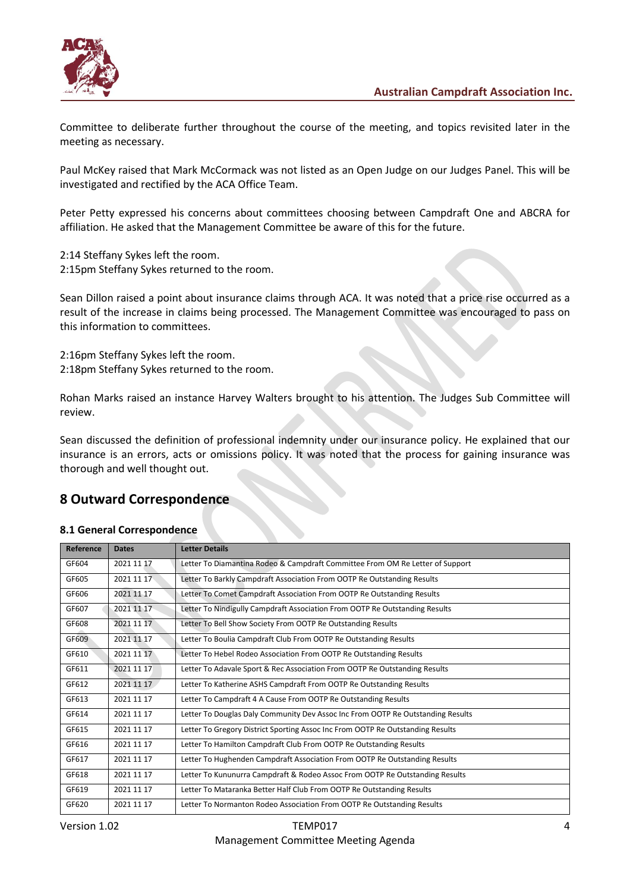Committee to deliberate further throughout the course of the meeting, and topics revisited later in the meeting as necessary.

Paul McKey raised that Mark McCormack was not listed as an Open Judge on our Judges Panel. This will be investigated and rectified by the ACA Office Team.

Peter Petty expressed his concerns about committees choosing between Campdraft One and ABCRA for affiliation. He asked that the Management Committee be aware of this for the future.

2:14 Steffany Sykes left the room.
2:15pm Steffany Sykes returned to the room.

Sean Dillon raised a point about insurance claims through ACA. It was noted that a price rise occurred as a result of the increase in claims being processed. The Management Committee was encouraged to pass on this information to committees.

2:16pm Steffany Sykes left the room.
2:18pm Steffany Sykes returned to the room.

Rohan Marks raised an instance Harvey Walters brought to his attention. The Judges Sub Committee will review.

Sean discussed the definition of professional indemnity under our insurance policy. He explained that our insurance is an errors, acts or omissions policy. It was noted that the process for gaining insurance was thorough and well thought out.

## 8 Outward Correspondence

### 8.1 General Correspondence

| Reference | Dates | Letter Details |
|---|---|---|
| GF604 | 2021 11 17 | Letter To Diamantina Rodeo & Campdraft Committee From OM Re Letter of Support |
| GF605 | 2021 11 17 | Letter To Barkly Campdraft Association From OOTP Re Outstanding Results |
| GF606 | 2021 11 17 | Letter To Comet Campdraft Association From OOTP Re Outstanding Results |
| GF607 | 2021 11 17 | Letter To Nindigully Campdraft Association From OOTP Re Outstanding Results |
| GF608 | 2021 11 17 | Letter To Bell Show Society From OOTP Re Outstanding Results |
| GF609 | 2021 11 17 | Letter To Boulia Campdraft Club From OOTP Re Outstanding Results |
| GF610 | 2021 11 17 | Letter To Hebel Rodeo Association From OOTP Re Outstanding Results |
| GF611 | 2021 11 17 | Letter To Adavale Sport & Rec Association From OOTP Re Outstanding Results |
| GF612 | 2021 11 17 | Letter To Katherine ASHS Campdraft From OOTP Re Outstanding Results |
| GF613 | 2021 11 17 | Letter To Campdraft 4 A Cause From OOTP Re Outstanding Results |
| GF614 | 2021 11 17 | Letter To Douglas Daly Community Dev Assoc Inc From OOTP Re Outstanding Results |
| GF615 | 2021 11 17 | Letter To Gregory District Sporting Assoc Inc From OOTP Re Outstanding Results |
| GF616 | 2021 11 17 | Letter To Hamilton Campdraft Club From OOTP Re Outstanding Results |
| GF617 | 2021 11 17 | Letter To Hughenden Campdraft Association From OOTP Re Outstanding Results |
| GF618 | 2021 11 17 | Letter To Kununurra Campdraft & Rodeo Assoc From OOTP Re Outstanding Results |
| GF619 | 2021 11 17 | Letter To Mataranka Better Half Club From OOTP Re Outstanding Results |
| GF620 | 2021 11 17 | Letter To Normanton Rodeo Association From OOTP Re Outstanding Results |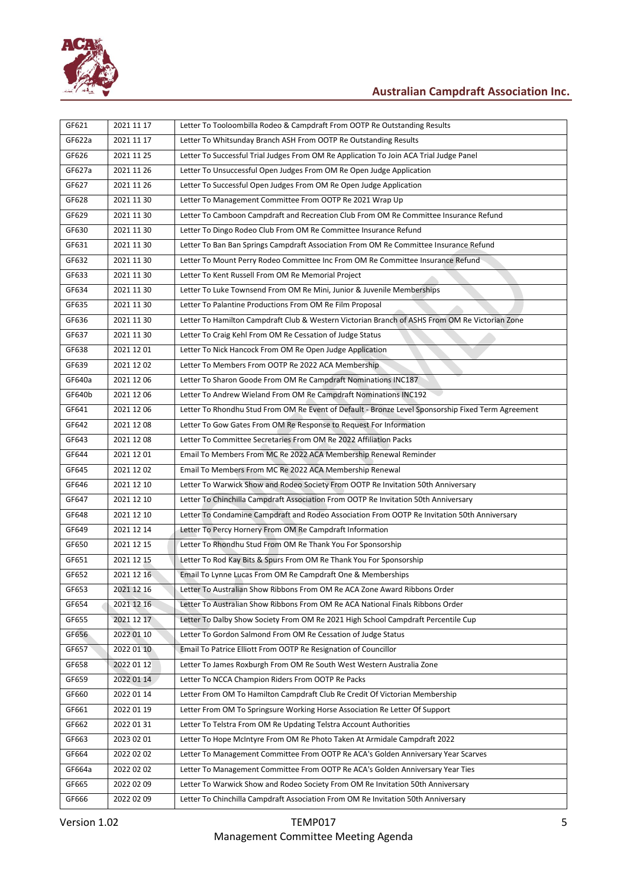| | | |
|---|---|---|
| GF621 | 2021 11 17 | Letter To Tooloombilla Rodeo & Campdraft From OOTP Re Outstanding Results |
| GF622a | 2021 11 17 | Letter To Whitsunday Branch ASH From OOTP Re Outstanding Results |
| GF626 | 2021 11 25 | Letter To Successful Trial Judges From OM Re Application To Join ACA Trial Judge Panel |
| GF627a | 2021 11 26 | Letter To Unsuccessful Open Judges From OM Re Open Judge Application |
| GF627 | 2021 11 26 | Letter To Successful Open Judges From OM Re Open Judge Application |
| GF628 | 2021 11 30 | Letter To Management Committee From OOTP Re 2021 Wrap Up |
| GF629 | 2021 11 30 | Letter To Camboon Campdraft and Recreation Club From OM Re Committee Insurance Refund |
| GF630 | 2021 11 30 | Letter To Dingo Rodeo Club From OM Re Committee Insurance Refund |
| GF631 | 2021 11 30 | Letter To Ban Ban Springs Campdraft Association From OM Re Committee Insurance Refund |
| GF632 | 2021 11 30 | Letter To Mount Perry Rodeo Committee Inc From OM Re Committee Insurance Refund |
| GF633 | 2021 11 30 | Letter To Kent Russell From OM Re Memorial Project |
| GF634 | 2021 11 30 | Letter To Luke Townsend From OM Re Mini, Junior & Juvenile Memberships |
| GF635 | 2021 11 30 | Letter To Palantine Productions From OM Re Film Proposal |
| GF636 | 2021 11 30 | Letter To Hamilton Campdraft Club & Western Victorian Branch of ASHS From OM Re Victorian Zone |
| GF637 | 2021 11 30 | Letter To Craig Kehl From OM Re Cessation of Judge Status |
| GF638 | 2021 12 01 | Letter To Nick Hancock From OM Re Open Judge Application |
| GF639 | 2021 12 02 | Letter To Members From OOTP Re 2022 ACA Membership |
| GF640a | 2021 12 06 | Letter To Sharon Goode From OM Re Campdraft Nominations INC187 |
| GF640b | 2021 12 06 | Letter To Andrew Wieland From OM Re Campdraft Nominations INC192 |
| GF641 | 2021 12 06 | Letter To Rhondhu Stud From OM Re Event of Default - Bronze Level Sponsorship Fixed Term Agreement |
| GF642 | 2021 12 08 | Letter To Gow Gates From OM Re Response to Request For Information |
| GF643 | 2021 12 08 | Letter To Committee Secretaries From OM Re 2022 Affiliation Packs |
| GF644 | 2021 12 01 | Email To Members From MC Re 2022 ACA Membership Renewal Reminder |
| GF645 | 2021 12 02 | Email To Members From MC Re 2022 ACA Membership Renewal |
| GF646 | 2021 12 10 | Letter To Warwick Show and Rodeo Society From OOTP Re Invitation 50th Anniversary |
| GF647 | 2021 12 10 | Letter To Chinchilla Campdraft Association From OOTP Re Invitation 50th Anniversary |
| GF648 | 2021 12 10 | Letter To Condamine Campdraft and Rodeo Association From OOTP Re Invitation 50th Anniversary |
| GF649 | 2021 12 14 | Letter To Percy Hornery From OM Re Campdraft Information |
| GF650 | 2021 12 15 | Letter To Rhondhu Stud From OM Re Thank You For Sponsorship |
| GF651 | 2021 12 15 | Letter To Rod Kay Bits & Spurs From OM Re Thank You For Sponsorship |
| GF652 | 2021 12 16 | Email To Lynne Lucas From OM Re Campdraft One & Memberships |
| GF653 | 2021 12 16 | Letter To Australian Show Ribbons From OM Re ACA Zone Award Ribbons Order |
| GF654 | 2021 12 16 | Letter To Australian Show Ribbons From OM Re ACA National Finals Ribbons Order |
| GF655 | 2021 12 17 | Letter To Dalby Show Society From OM Re 2021 High School Campdraft Percentile Cup |
| GF656 | 2022 01 10 | Letter To Gordon Salmond From OM Re Cessation of Judge Status |
| GF657 | 2022 01 10 | Email To Patrice Elliott From OOTP Re Resignation of Councillor |
| GF658 | 2022 01 12 | Letter To James Roxburgh From OM Re South West Western Australia Zone |
| GF659 | 2022 01 14 | Letter To NCCA Champion Riders From OOTP Re Packs |
| GF660 | 2022 01 14 | Letter From OM To Hamilton Campdraft Club Re Credit Of Victorian Membership |
| GF661 | 2022 01 19 | Letter From OM To Springsure Working Horse Association Re Letter Of Support |
| GF662 | 2022 01 31 | Letter To Telstra From OM Re Updating Telstra Account Authorities |
| GF663 | 2023 02 01 | Letter To Hope McIntyre From OM Re Photo Taken At Armidale Campdraft 2022 |
| GF664 | 2022 02 02 | Letter To Management Committee From OOTP Re ACA's Golden Anniversary Year Scarves |
| GF664a | 2022 02 02 | Letter To Management Committee From OOTP Re ACA's Golden Anniversary Year Ties |
| GF665 | 2022 02 09 | Letter To Warwick Show and Rodeo Society From OM Re Invitation 50th Anniversary |
| GF666 | 2022 02 09 | Letter To Chinchilla Campdraft Association From OM Re Invitation 50th Anniversary |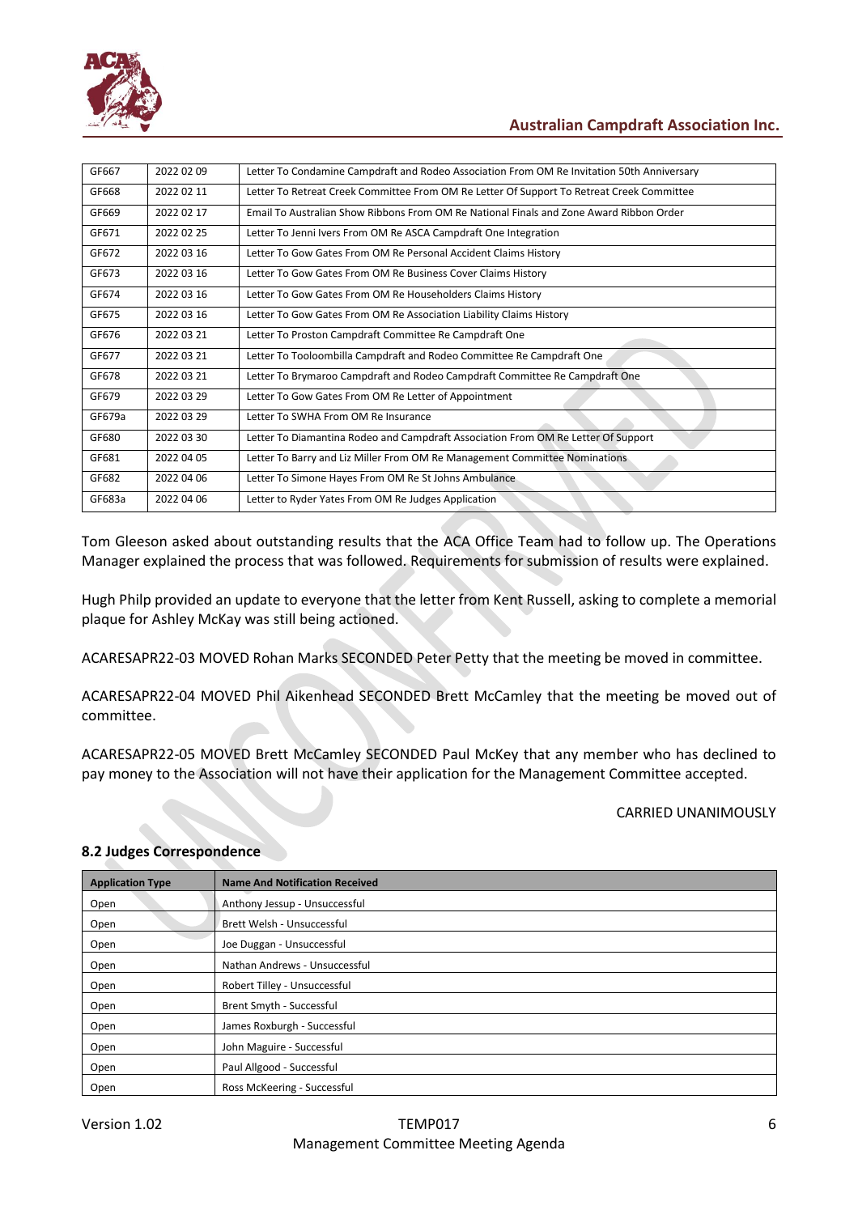| | | |
|---|---|---|
| GF667 | 2022 02 09 | Letter To Condamine Campdraft and Rodeo Association From OM Re Invitation 50th Anniversary |
| GF668 | 2022 02 11 | Letter To Retreat Creek Committee From OM Re Letter Of Support To Retreat Creek Committee |
| GF669 | 2022 02 17 | Email To Australian Show Ribbons From OM Re National Finals and Zone Award Ribbon Order |
| GF671 | 2022 02 25 | Letter To Jenni Ivers From OM Re ASCA Campdraft One Integration |
| GF672 | 2022 03 16 | Letter To Gow Gates From OM Re Personal Accident Claims History |
| GF673 | 2022 03 16 | Letter To Gow Gates From OM Re Business Cover Claims History |
| GF674 | 2022 03 16 | Letter To Gow Gates From OM Re Householders Claims History |
| GF675 | 2022 03 16 | Letter To Gow Gates From OM Re Association Liability Claims History |
| GF676 | 2022 03 21 | Letter To Proston Campdraft Committee Re Campdraft One |
| GF677 | 2022 03 21 | Letter To Tooloombilla Campdraft and Rodeo Committee Re Campdraft One |
| GF678 | 2022 03 21 | Letter To Brymaroo Campdraft and Rodeo Campdraft Committee Re Campdraft One |
| GF679 | 2022 03 29 | Letter To Gow Gates From OM Re Letter of Appointment |
| GF679a | 2022 03 29 | Letter To SWHA From OM Re Insurance |
| GF680 | 2022 03 30 | Letter To Diamantina Rodeo and Campdraft Association From OM Re Letter Of Support |
| GF681 | 2022 04 05 | Letter To Barry and Liz Miller From OM Re Management Committee Nominations |
| GF682 | 2022 04 06 | Letter To Simone Hayes From OM Re St Johns Ambulance |
| GF683a | 2022 04 06 | Letter to Ryder Yates From OM Re Judges Application |

Tom Gleeson asked about outstanding results that the ACA Office Team had to follow up. The Operations Manager explained the process that was followed. Requirements for submission of results were explained.

Hugh Philp provided an update to everyone that the letter from Kent Russell, asking to complete a memorial plaque for Ashley McKay was still being actioned.

ACARESAPR22-03 MOVED Rohan Marks SECONDED Peter Petty that the meeting be moved in committee.

ACARESAPR22-04 MOVED Phil Aikenhead SECONDED Brett McCamley that the meeting be moved out of committee.

ACARESAPR22-05 MOVED Brett McCamley SECONDED Paul McKey that any member who has declined to pay money to the Association will not have their application for the Management Committee accepted.

CARRIED UNANIMOUSLY

### 8.2 Judges Correspondence

| Application Type | Name And Notification Received |
|---|---|
| Open | Anthony Jessup - Unsuccessful |
| Open | Brett Welsh - Unsuccessful |
| Open | Joe Duggan - Unsuccessful |
| Open | Nathan Andrews - Unsuccessful |
| Open | Robert Tilley - Unsuccessful |
| Open | Brent Smyth - Successful |
| Open | James Roxburgh - Successful |
| Open | John Maguire - Successful |
| Open | Paul Allgood - Successful |
| Open | Ross McKeering - Successful |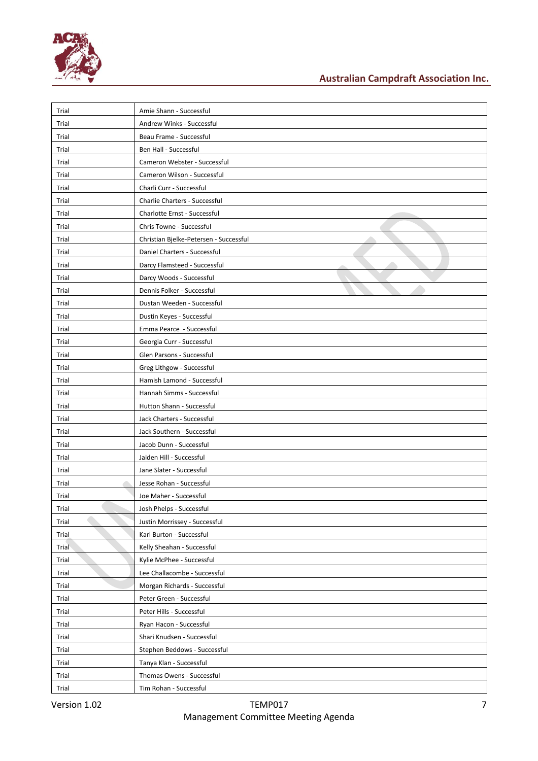| | |
|---|---|
| Trial | Amie Shann - Successful |
| Trial | Andrew Winks - Successful |
| Trial | Beau Frame - Successful |
| Trial | Ben Hall - Successful |
| Trial | Cameron Webster - Successful |
| Trial | Cameron Wilson - Successful |
| Trial | Charli Curr - Successful |
| Trial | Charlie Charters - Successful |
| Trial | Charlotte Ernst - Successful |
| Trial | Chris Towne - Successful |
| Trial | Christian Bjelke-Petersen - Successful |
| Trial | Daniel Charters - Successful |
| Trial | Darcy Flamsteed - Successful |
| Trial | Darcy Woods - Successful |
| Trial | Dennis Folker - Successful |
| Trial | Dustan Weeden - Successful |
| Trial | Dustin Keyes - Successful |
| Trial | Emma Pearce - Successful |
| Trial | Georgia Curr - Successful |
| Trial | Glen Parsons - Successful |
| Trial | Greg Lithgow - Successful |
| Trial | Hamish Lamond - Successful |
| Trial | Hannah Simms - Successful |
| Trial | Hutton Shann - Successful |
| Trial | Jack Charters - Successful |
| Trial | Jack Southern - Successful |
| Trial | Jacob Dunn - Successful |
| Trial | Jaiden Hill - Successful |
| Trial | Jane Slater - Successful |
| Trial | Jesse Rohan - Successful |
| Trial | Joe Maher - Successful |
| Trial | Josh Phelps - Successful |
| Trial | Justin Morrissey - Successful |
| Trial | Karl Burton - Successful |
| Trial | Kelly Sheahan - Successful |
| Trial | Kylie McPhee - Successful |
| Trial | Lee Challacombe - Successful |
| Trial | Morgan Richards - Successful |
| Trial | Peter Green - Successful |
| Trial | Peter Hills - Successful |
| Trial | Ryan Hacon - Successful |
| Trial | Shari Knudsen - Successful |
| Trial | Stephen Beddows - Successful |
| Trial | Tanya Klan - Successful |
| Trial | Thomas Owens - Successful |
| Trial | Tim Rohan - Successful |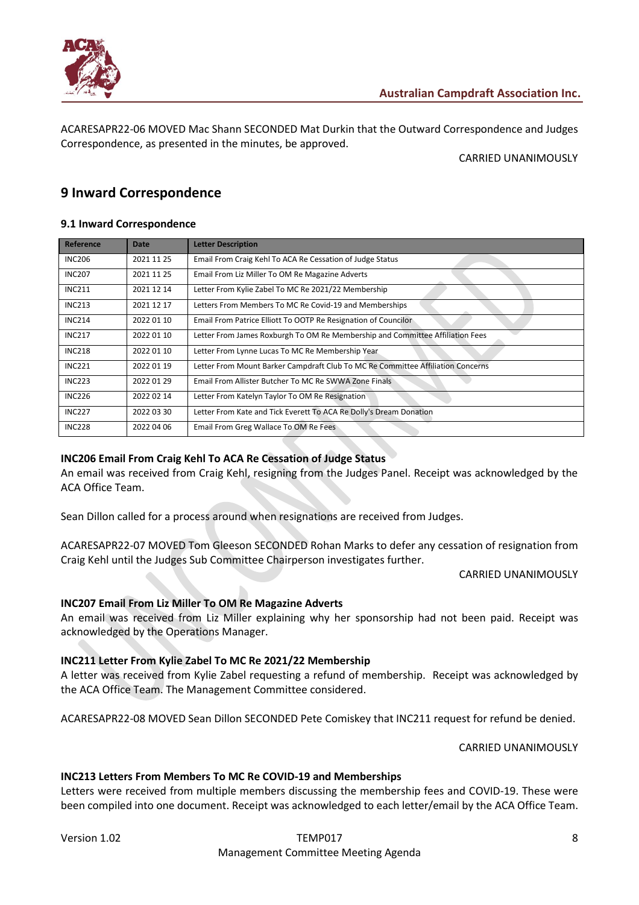ACARESAPR22-06 MOVED Mac Shann SECONDED Mat Durkin that the Outward Correspondence and Judges Correspondence, as presented in the minutes, be approved.

CARRIED UNANIMOUSLY

# 9 Inward Correspondence

### 9.1 Inward Correspondence

| Reference | Date | Letter Description |
|---|---|---|
| INC206 | 2021 11 25 | Email From Craig Kehl To ACA Re Cessation of Judge Status |
| INC207 | 2021 11 25 | Email From Liz Miller To OM Re Magazine Adverts |
| INC211 | 2021 12 14 | Letter From Kylie Zabel To MC Re 2021/22 Membership |
| INC213 | 2021 12 17 | Letters From Members To MC Re Covid-19 and Memberships |
| INC214 | 2022 01 10 | Email From Patrice Elliott To OOTP Re Resignation of Councilor |
| INC217 | 2022 01 10 | Letter From James Roxburgh To OM Re Membership and Committee Affiliation Fees |
| INC218 | 2022 01 10 | Letter From Lynne Lucas To MC Re Membership Year |
| INC221 | 2022 01 19 | Letter From Mount Barker Campdraft Club To MC Re Committee Affiliation Concerns |
| INC223 | 2022 01 29 | Email From Allister Butcher To MC Re SWWA Zone Finals |
| INC226 | 2022 02 14 | Letter From Katelyn Taylor To OM Re Resignation |
| INC227 | 2022 03 30 | Letter From Kate and Tick Everett To ACA Re Dolly's Dream Donation |
| INC228 | 2022 04 06 | Email From Greg Wallace To OM Re Fees |

**INC206 Email From Craig Kehl To ACA Re Cessation of Judge Status**
An email was received from Craig Kehl, resigning from the Judges Panel. Receipt was acknowledged by the ACA Office Team.

Sean Dillon called for a process around when resignations are received from Judges.

ACARESAPR22-07 MOVED Tom Gleeson SECONDED Rohan Marks to defer any cessation of resignation from Craig Kehl until the Judges Sub Committee Chairperson investigates further.

CARRIED UNANIMOUSLY

**INC207 Email From Liz Miller To OM Re Magazine Adverts**
An email was received from Liz Miller explaining why her sponsorship had not been paid. Receipt was acknowledged by the Operations Manager.

**INC211 Letter From Kylie Zabel To MC Re 2021/22 Membership**
A letter was received from Kylie Zabel requesting a refund of membership. Receipt was acknowledged by the ACA Office Team. The Management Committee considered.

ACARESAPR22-08 MOVED Sean Dillon SECONDED Pete Comiskey that INC211 request for refund be denied.

CARRIED UNANIMOUSLY

**INC213 Letters From Members To MC Re COVID-19 and Memberships**
Letters were received from multiple members discussing the membership fees and COVID-19. These were been compiled into one document. Receipt was acknowledged to each letter/email by the ACA Office Team.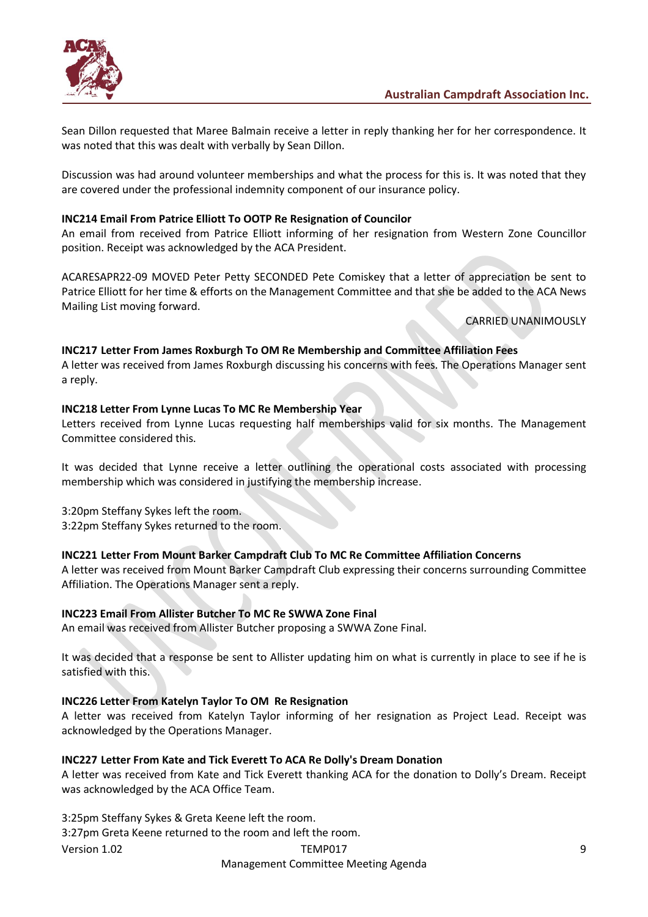Sean Dillon requested that Maree Balmain receive a letter in reply thanking her for her correspondence. It was noted that this was dealt with verbally by Sean Dillon.

Discussion was had around volunteer memberships and what the process for this is. It was noted that they are covered under the professional indemnity component of our insurance policy.

**INC214 Email From Patrice Elliott To OOTP Re Resignation of Councilor**

An email from received from Patrice Elliott informing of her resignation from Western Zone Councillor position. Receipt was acknowledged by the ACA President.

ACARESAPR22-09 MOVED Peter Petty SECONDED Pete Comiskey that a letter of appreciation be sent to Patrice Elliott for her time & efforts on the Management Committee and that she be added to the ACA News Mailing List moving forward.

CARRIED UNANIMOUSLY

**INC217 Letter From James Roxburgh To OM Re Membership and Committee Affiliation Fees**

A letter was received from James Roxburgh discussing his concerns with fees. The Operations Manager sent a reply.

**INC218 Letter From Lynne Lucas To MC Re Membership Year**

Letters received from Lynne Lucas requesting half memberships valid for six months. The Management Committee considered this.

It was decided that Lynne receive a letter outlining the operational costs associated with processing membership which was considered in justifying the membership increase.

3:20pm Steffany Sykes left the room.
3:22pm Steffany Sykes returned to the room.

**INC221 Letter From Mount Barker Campdraft Club To MC Re Committee Affiliation Concerns**

A letter was received from Mount Barker Campdraft Club expressing their concerns surrounding Committee Affiliation. The Operations Manager sent a reply.

**INC223 Email From Allister Butcher To MC Re SWWA Zone Final**

An email was received from Allister Butcher proposing a SWWA Zone Final.

It was decided that a response be sent to Allister updating him on what is currently in place to see if he is satisfied with this.

**INC226 Letter From Katelyn Taylor To OM Re Resignation**

A letter was received from Katelyn Taylor informing of her resignation as Project Lead. Receipt was acknowledged by the Operations Manager.

**INC227 Letter From Kate and Tick Everett To ACA Re Dolly's Dream Donation**

A letter was received from Kate and Tick Everett thanking ACA for the donation to Dolly's Dream. Receipt was acknowledged by the ACA Office Team.

3:25pm Steffany Sykes & Greta Keene left the room.
3:27pm Greta Keene returned to the room and left the room.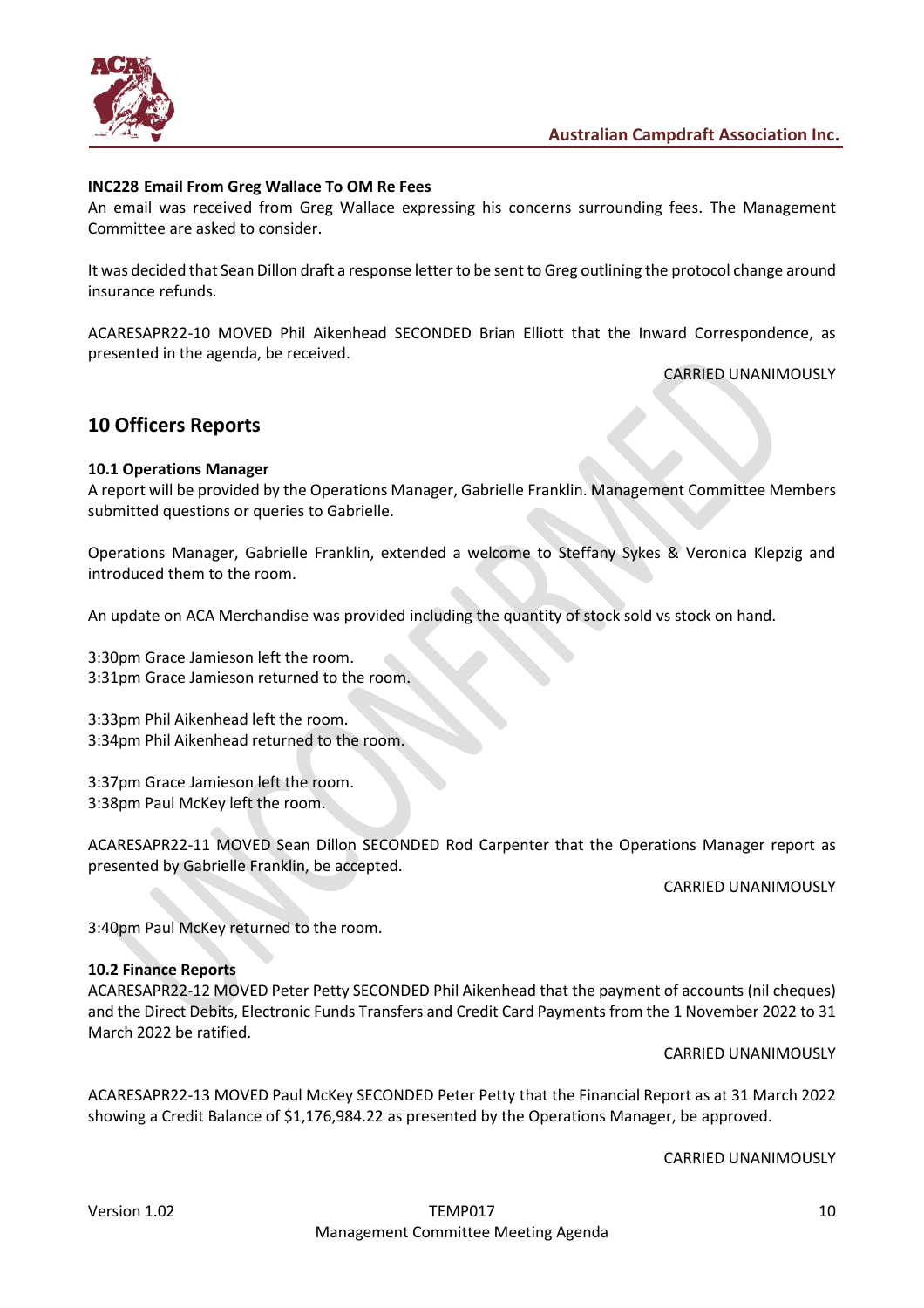**INC228 Email From Greg Wallace To OM Re Fees**
An email was received from Greg Wallace expressing his concerns surrounding fees. The Management Committee are asked to consider.

It was decided that Sean Dillon draft a response letter to be sent to Greg outlining the protocol change around insurance refunds.

ACARESAPR22-10 MOVED Phil Aikenhead SECONDED Brian Elliott that the Inward Correspondence, as presented in the agenda, be received.

CARRIED UNANIMOUSLY

## 10 Officers Reports

### 10.1 Operations Manager

A report will be provided by the Operations Manager, Gabrielle Franklin. Management Committee Members submitted questions or queries to Gabrielle.

Operations Manager, Gabrielle Franklin, extended a welcome to Steffany Sykes & Veronica Klepzig and introduced them to the room.

An update on ACA Merchandise was provided including the quantity of stock sold vs stock on hand.

3:30pm Grace Jamieson left the room.
3:31pm Grace Jamieson returned to the room.

3:33pm Phil Aikenhead left the room.
3:34pm Phil Aikenhead returned to the room.

3:37pm Grace Jamieson left the room.
3:38pm Paul McKey left the room.

ACARESAPR22-11 MOVED Sean Dillon SECONDED Rod Carpenter that the Operations Manager report as presented by Gabrielle Franklin, be accepted.

CARRIED UNANIMOUSLY

3:40pm Paul McKey returned to the room.

### 10.2 Finance Reports

ACARESAPR22-12 MOVED Peter Petty SECONDED Phil Aikenhead that the payment of accounts (nil cheques) and the Direct Debits, Electronic Funds Transfers and Credit Card Payments from the 1 November 2022 to 31 March 2022 be ratified.

CARRIED UNANIMOUSLY

ACARESAPR22-13 MOVED Paul McKey SECONDED Peter Petty that the Financial Report as at 31 March 2022 showing a Credit Balance of $1,176,984.22 as presented by the Operations Manager, be approved.

CARRIED UNANIMOUSLY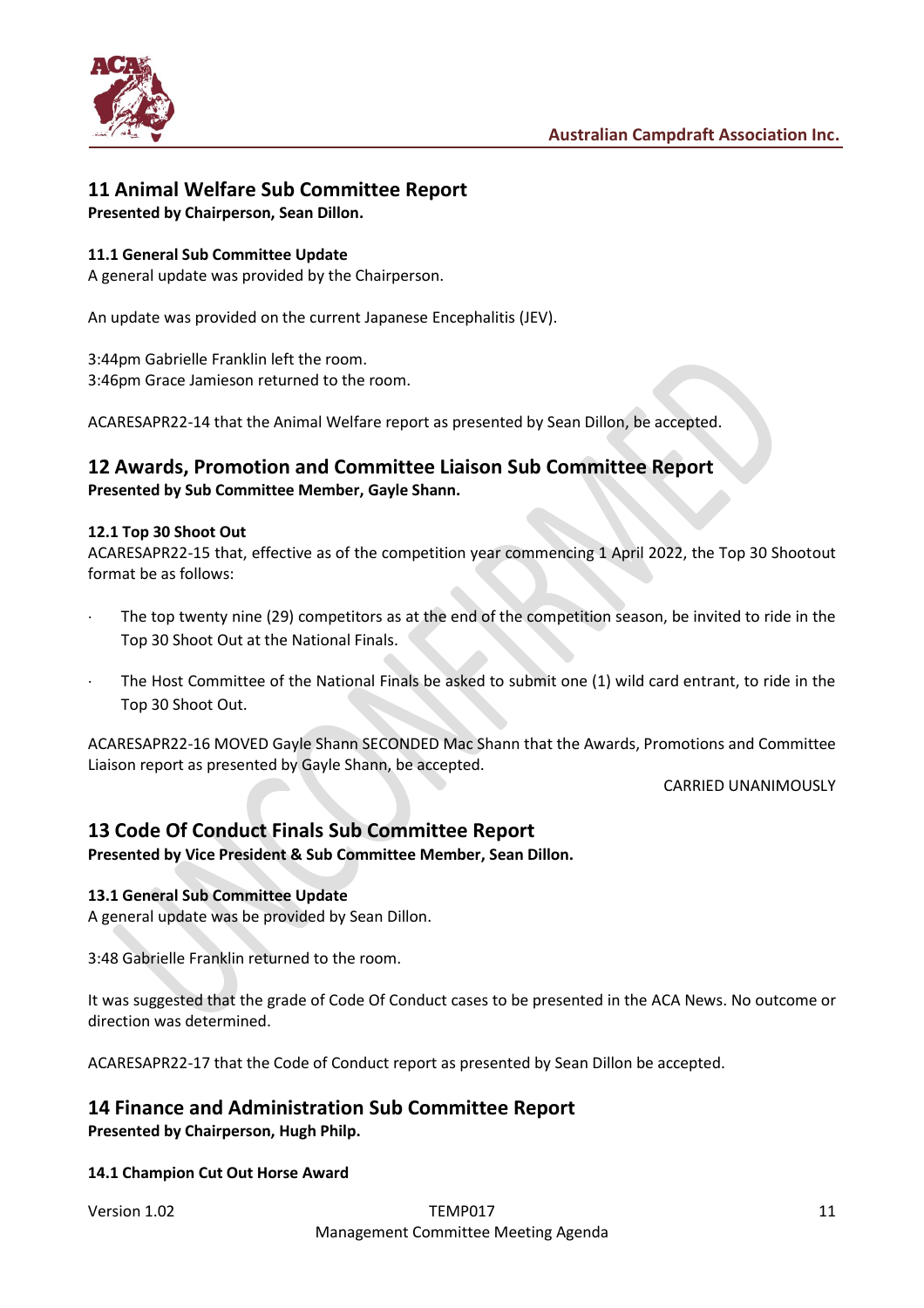## 11 Animal Welfare Sub Committee Report

**Presented by Chairperson, Sean Dillon.**

### 11.1 General Sub Committee Update

A general update was provided by the Chairperson.

An update was provided on the current Japanese Encephalitis (JEV).

3:44pm Gabrielle Franklin left the room.
3:46pm Grace Jamieson returned to the room.

ACARESAPR22-14 that the Animal Welfare report as presented by Sean Dillon, be accepted.

## 12 Awards, Promotion and Committee Liaison Sub Committee Report

**Presented by Sub Committee Member, Gayle Shann.**

### 12.1 Top 30 Shoot Out

ACARESAPR22-15 that, effective as of the competition year commencing 1 April 2022, the Top 30 Shootout format be as follows:

- The top twenty nine (29) competitors as at the end of the competition season, be invited to ride in the Top 30 Shoot Out at the National Finals.
- The Host Committee of the National Finals be asked to submit one (1) wild card entrant, to ride in the Top 30 Shoot Out.

ACARESAPR22-16 MOVED Gayle Shann SECONDED Mac Shann that the Awards, Promotions and Committee Liaison report as presented by Gayle Shann, be accepted.

CARRIED UNANIMOUSLY

## 13 Code Of Conduct Finals Sub Committee Report

**Presented by Vice President & Sub Committee Member, Sean Dillon.**

### 13.1 General Sub Committee Update

A general update was be provided by Sean Dillon.

3:48 Gabrielle Franklin returned to the room.

It was suggested that the grade of Code Of Conduct cases to be presented in the ACA News. No outcome or direction was determined.

ACARESAPR22-17 that the Code of Conduct report as presented by Sean Dillon be accepted.

## 14 Finance and Administration Sub Committee Report

**Presented by Chairperson, Hugh Philp.**

### 14.1 Champion Cut Out Horse Award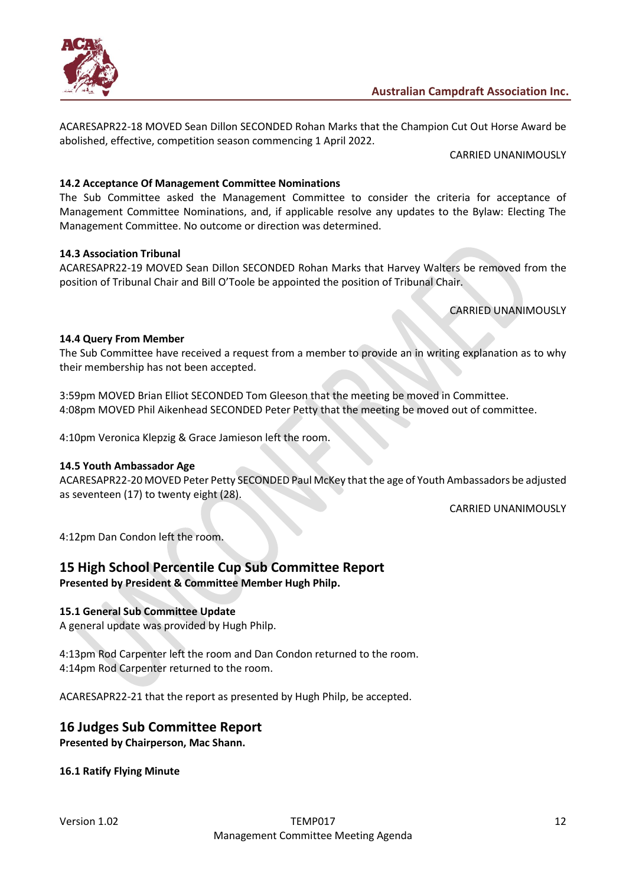ACARESAPR22-18 MOVED Sean Dillon SECONDED Rohan Marks that the Champion Cut Out Horse Award be abolished, effective, competition season commencing 1 April 2022.

CARRIED UNANIMOUSLY

**14.2 Acceptance Of Management Committee Nominations**

The Sub Committee asked the Management Committee to consider the criteria for acceptance of Management Committee Nominations, and, if applicable resolve any updates to the Bylaw: Electing The Management Committee. No outcome or direction was determined.

**14.3 Association Tribunal**

ACARESAPR22-19 MOVED Sean Dillon SECONDED Rohan Marks that Harvey Walters be removed from the position of Tribunal Chair and Bill O'Toole be appointed the position of Tribunal Chair.

CARRIED UNANIMOUSLY

**14.4 Query From Member**

The Sub Committee have received a request from a member to provide an in writing explanation as to why their membership has not been accepted.

3:59pm MOVED Brian Elliot SECONDED Tom Gleeson that the meeting be moved in Committee.
4:08pm MOVED Phil Aikenhead SECONDED Peter Petty that the meeting be moved out of committee.

4:10pm Veronica Klepzig & Grace Jamieson left the room.

**14.5 Youth Ambassador Age**

ACARESAPR22-20 MOVED Peter Petty SECONDED Paul McKey that the age of Youth Ambassadors be adjusted as seventeen (17) to twenty eight (28).

CARRIED UNANIMOUSLY

4:12pm Dan Condon left the room.

## 15 High School Percentile Cup Sub Committee Report

**Presented by President & Committee Member Hugh Philp.**

**15.1 General Sub Committee Update**

A general update was provided by Hugh Philp.

4:13pm Rod Carpenter left the room and Dan Condon returned to the room.
4:14pm Rod Carpenter returned to the room.

ACARESAPR22-21 that the report as presented by Hugh Philp, be accepted.

## 16 Judges Sub Committee Report

**Presented by Chairperson, Mac Shann.**

**16.1 Ratify Flying Minute**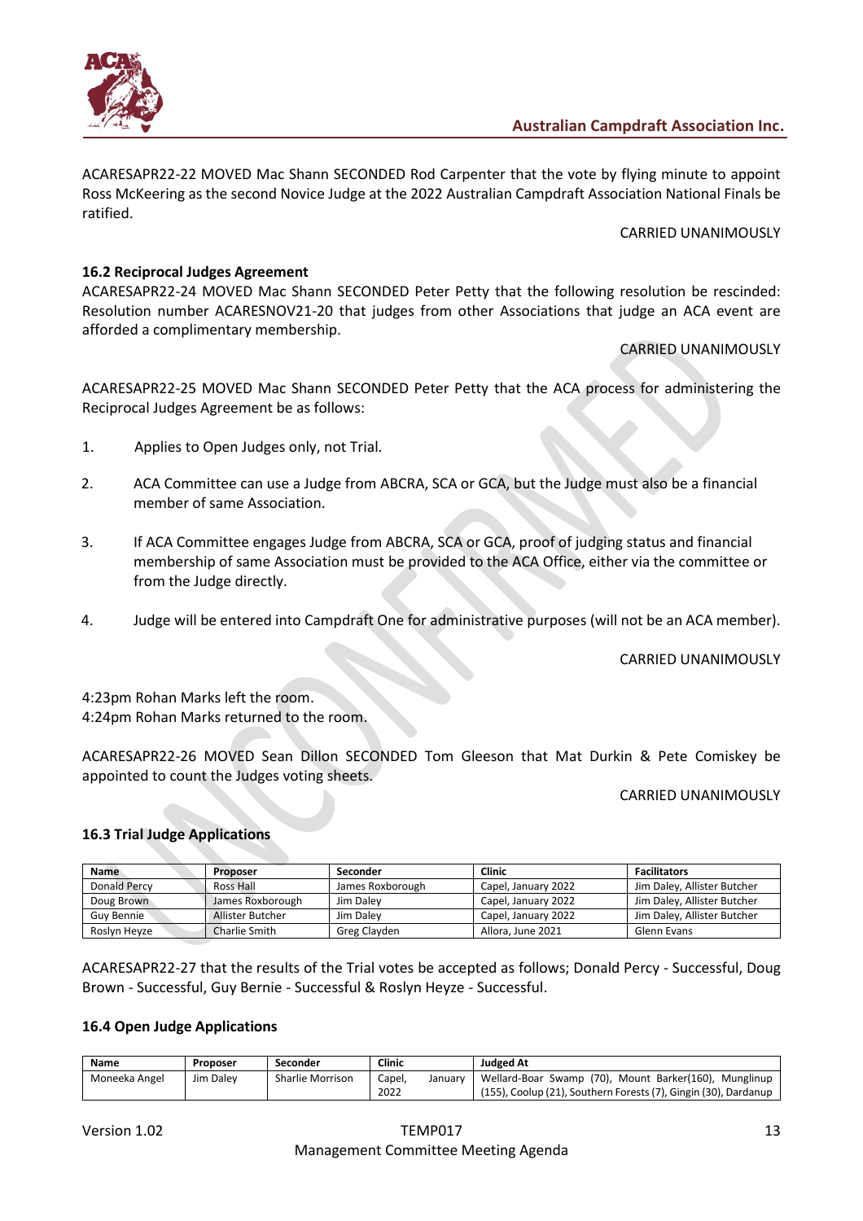ACARESAPR22-22 MOVED Mac Shann SECONDED Rod Carpenter that the vote by flying minute to appoint Ross McKeering as the second Novice Judge at the 2022 Australian Campdraft Association National Finals be ratified.

CARRIED UNANIMOUSLY

### 16.2 Reciprocal Judges Agreement

ACARESAPR22-24 MOVED Mac Shann SECONDED Peter Petty that the following resolution be rescinded: Resolution number ACARESNOV21-20 that judges from other Associations that judge an ACA event are afforded a complimentary membership.

CARRIED UNANIMOUSLY

ACARESAPR22-25 MOVED Mac Shann SECONDED Peter Petty that the ACA process for administering the Reciprocal Judges Agreement be as follows:

1. Applies to Open Judges only, not Trial.
2. ACA Committee can use a Judge from ABCRA, SCA or GCA, but the Judge must also be a financial member of same Association.
3. If ACA Committee engages Judge from ABCRA, SCA or GCA, proof of judging status and financial membership of same Association must be provided to the ACA Office, either via the committee or from the Judge directly.
4. Judge will be entered into Campdraft One for administrative purposes (will not be an ACA member).

CARRIED UNANIMOUSLY

4:23pm Rohan Marks left the room.
4:24pm Rohan Marks returned to the room.

ACARESAPR22-26 MOVED Sean Dillon SECONDED Tom Gleeson that Mat Durkin & Pete Comiskey be appointed to count the Judges voting sheets.

CARRIED UNANIMOUSLY

### 16.3 Trial Judge Applications

| Name | Proposer | Seconder | Clinic | Facilitators |
|---|---|---|---|---|
| Donald Percy | Ross Hall | James Roxborough | Capel, January 2022 | Jim Daley, Allister Butcher |
| Doug Brown | James Roxborough | Jim Daley | Capel, January 2022 | Jim Daley, Allister Butcher |
| Guy Bennie | Allister Butcher | Jim Daley | Capel, January 2022 | Jim Daley, Allister Butcher |
| Roslyn Heyze | Charlie Smith | Greg Clayden | Allora, June 2021 | Glenn Evans |

ACARESAPR22-27 that the results of the Trial votes be accepted as follows; Donald Percy - Successful, Doug Brown - Successful, Guy Bernie - Successful & Roslyn Heyze - Successful.

### 16.4 Open Judge Applications

| Name | Proposer | Seconder | Clinic | Judged At |
|---|---|---|---|---|
| Moneeka Angel | Jim Daley | Sharlie Morrison | Capel, January 2022 | Wellard-Boar Swamp (70), Mount Barker(160), Munglinup (155), Coolup (21), Southern Forests (7), Gingin (30), Dardanup |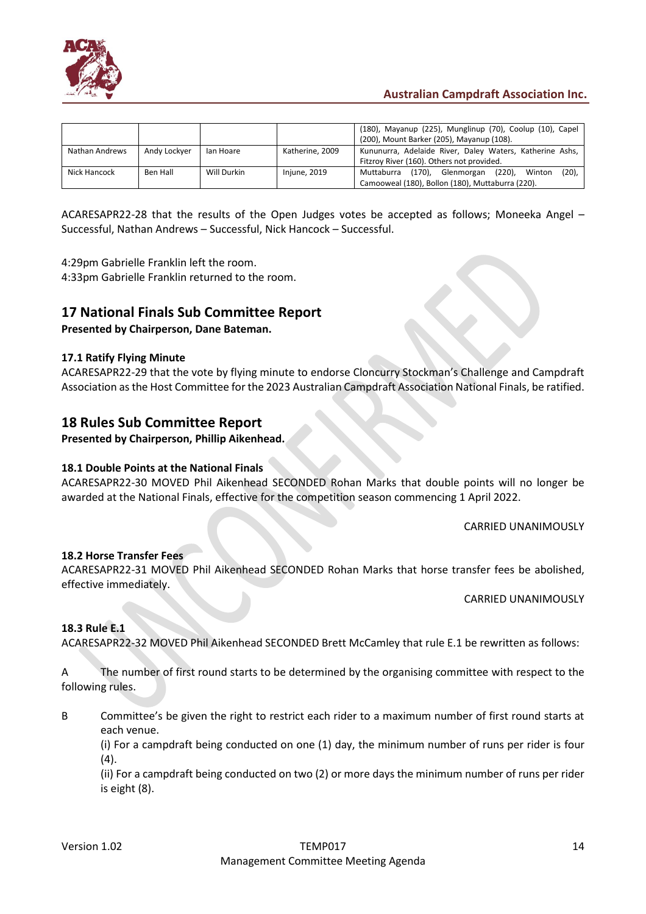| | | | | |
|---|---|---|---|---|
| | | | | (180), Mayanup (225), Munglinup (70), Coolup (10), Capel (200), Mount Barker (205), Mayanup (108). |
| Nathan Andrews | Andy Lockyer | Ian Hoare | Katherine, 2009 | Kununurra, Adelaide River, Daley Waters, Katherine Ashs, Fitzroy River (160). Others not provided. |
| Nick Hancock | Ben Hall | Will Durkin | Injune, 2019 | Muttaburra (170), Glenmorgan (220), Winton (20), Camooweal (180), Bollon (180), Muttaburra (220). |

ACARESAPR22-28 that the results of the Open Judges votes be accepted as follows; Moneeka Angel – Successful, Nathan Andrews – Successful, Nick Hancock – Successful.

4:29pm Gabrielle Franklin left the room.
4:33pm Gabrielle Franklin returned to the room.

## 17 National Finals Sub Committee Report

**Presented by Chairperson, Dane Bateman.**

### 17.1 Ratify Flying Minute

ACARESAPR22-29 that the vote by flying minute to endorse Cloncurry Stockman's Challenge and Campdraft Association as the Host Committee for the 2023 Australian Campdraft Association National Finals, be ratified.

## 18 Rules Sub Committee Report

**Presented by Chairperson, Phillip Aikenhead.**

### 18.1 Double Points at the National Finals

ACARESAPR22-30 MOVED Phil Aikenhead SECONDED Rohan Marks that double points will no longer be awarded at the National Finals, effective for the competition season commencing 1 April 2022.

CARRIED UNANIMOUSLY

### 18.2 Horse Transfer Fees

ACARESAPR22-31 MOVED Phil Aikenhead SECONDED Rohan Marks that horse transfer fees be abolished, effective immediately.

CARRIED UNANIMOUSLY

### 18.3 Rule E.1

ACARESAPR22-32 MOVED Phil Aikenhead SECONDED Brett McCamley that rule E.1 be rewritten as follows:

A The number of first round starts to be determined by the organising committee with respect to the following rules.

B Committee's be given the right to restrict each rider to a maximum number of first round starts at each venue.
(i) For a campdraft being conducted on one (1) day, the minimum number of runs per rider is four (4).
(ii) For a campdraft being conducted on two (2) or more days the minimum number of runs per rider is eight (8).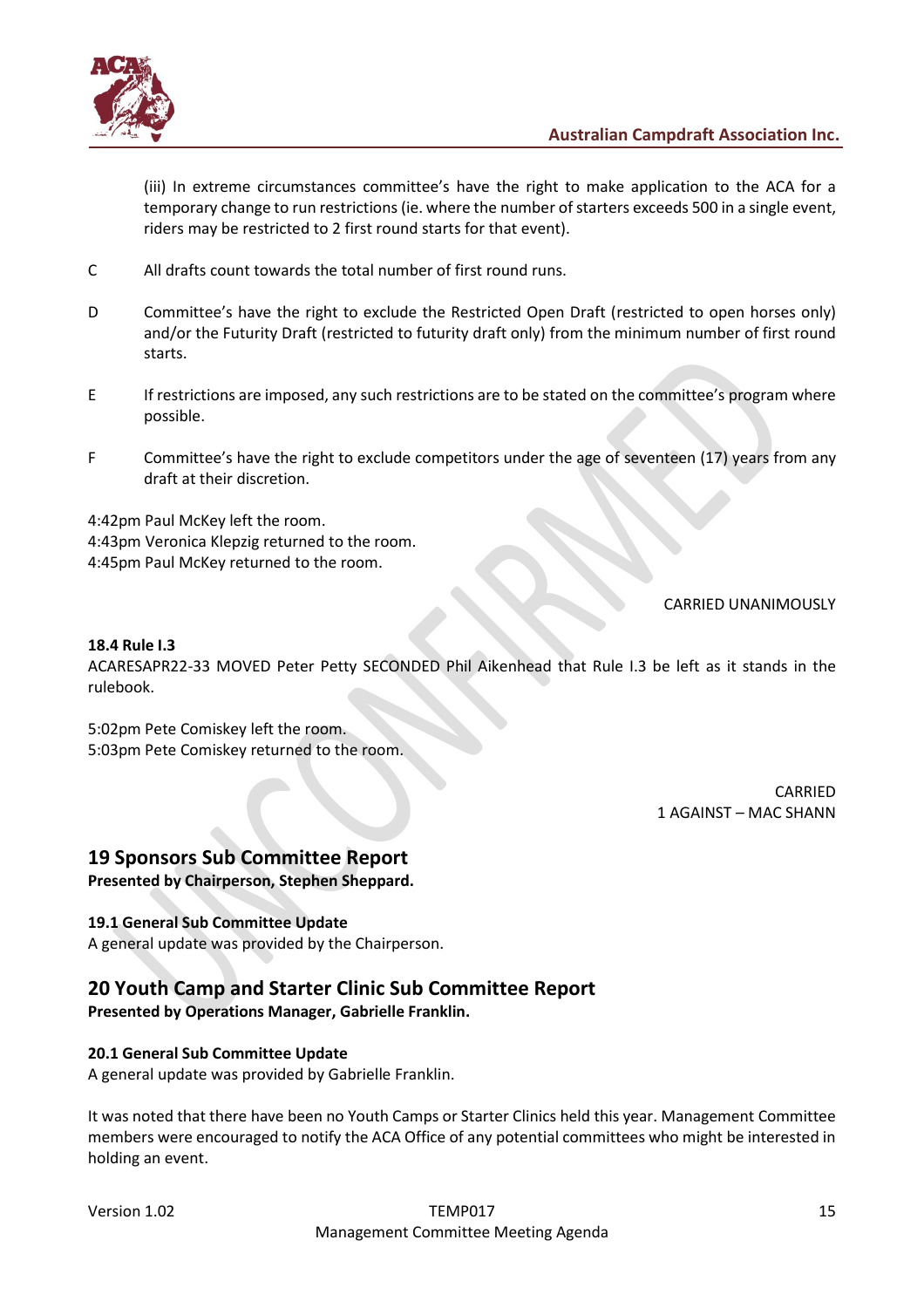(iii) In extreme circumstances committee's have the right to make application to the ACA for a temporary change to run restrictions (ie. where the number of starters exceeds 500 in a single event, riders may be restricted to 2 first round starts for that event).

C All drafts count towards the total number of first round runs.

D Committee's have the right to exclude the Restricted Open Draft (restricted to open horses only) and/or the Futurity Draft (restricted to futurity draft only) from the minimum number of first round starts.

E If restrictions are imposed, any such restrictions are to be stated on the committee's program where possible.

F Committee's have the right to exclude competitors under the age of seventeen (17) years from any draft at their discretion.

4:42pm Paul McKey left the room.
4:43pm Veronica Klepzig returned to the room.
4:45pm Paul McKey returned to the room.

CARRIED UNANIMOUSLY

**18.4 Rule I.3**
ACARESAPR22-33 MOVED Peter Petty SECONDED Phil Aikenhead that Rule I.3 be left as it stands in the rulebook.

5:02pm Pete Comiskey left the room.
5:03pm Pete Comiskey returned to the room.

CARRIED
1 AGAINST – MAC SHANN

## 19 Sponsors Sub Committee Report

**Presented by Chairperson, Stephen Sheppard.**

**19.1 General Sub Committee Update**
A general update was provided by the Chairperson.

## 20 Youth Camp and Starter Clinic Sub Committee Report

**Presented by Operations Manager, Gabrielle Franklin.**

**20.1 General Sub Committee Update**
A general update was provided by Gabrielle Franklin.

It was noted that there have been no Youth Camps or Starter Clinics held this year. Management Committee members were encouraged to notify the ACA Office of any potential committees who might be interested in holding an event.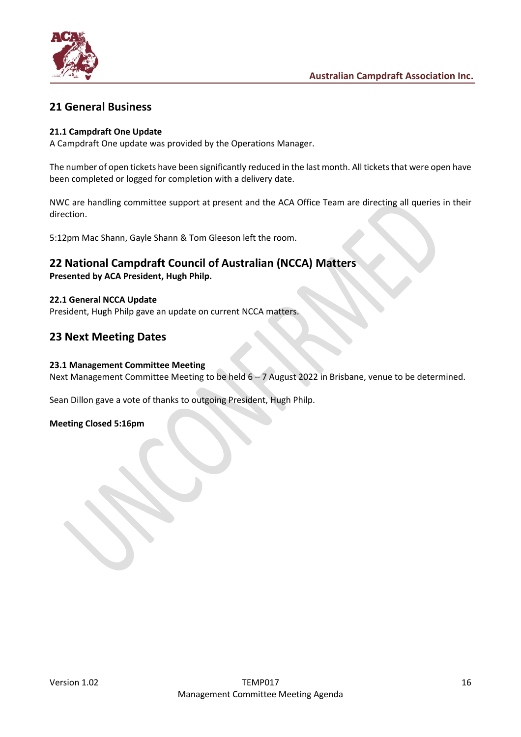## 21 General Business

**21.1 Campdraft One Update**
A Campdraft One update was provided by the Operations Manager.

The number of open tickets have been significantly reduced in the last month. All tickets that were open have been completed or logged for completion with a delivery date.

NWC are handling committee support at present and the ACA Office Team are directing all queries in their direction.

5:12pm Mac Shann, Gayle Shann & Tom Gleeson left the room.

## 22 National Campdraft Council of Australian (NCCA) Matters
**Presented by ACA President, Hugh Philp.**

**22.1 General NCCA Update**
President, Hugh Philp gave an update on current NCCA matters.

## 23 Next Meeting Dates

**23.1 Management Committee Meeting**
Next Management Committee Meeting to be held 6 – 7 August 2022 in Brisbane, venue to be determined.

Sean Dillon gave a vote of thanks to outgoing President, Hugh Philp.

**Meeting Closed 5:16pm**